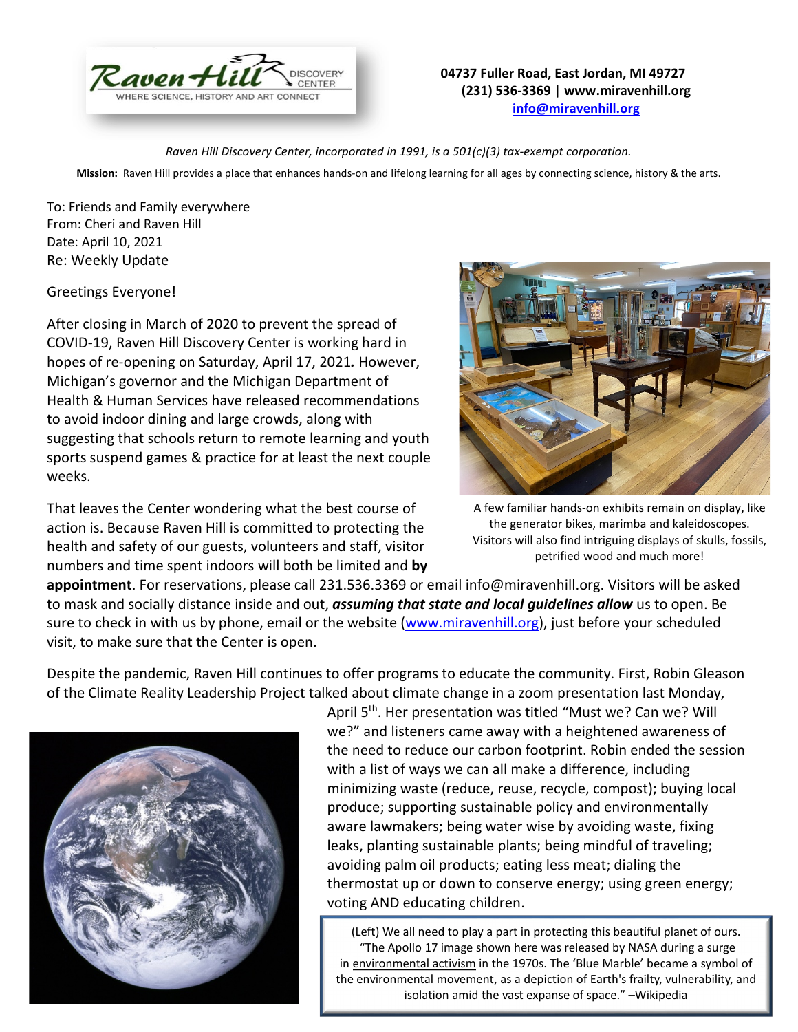Raven Hill DISCOVERY CENTER
WHERE SCIENCE, HISTORY AND ART CONNECT

**04737 Fuller Road, East Jordan, MI 49727**
**(231) 536-3369 | www.miravenhill.org**
**info@miravenhill.org**

*Raven Hill Discovery Center, incorporated in 1991, is a 501(c)(3) tax-exempt corporation.*

**Mission:** Raven Hill provides a place that enhances hands-on and lifelong learning for all ages by connecting science, history & the arts.

To: Friends and Family everywhere
From: Cheri and Raven Hill
Date: April 10, 2021
Re: Weekly Update

Greetings Everyone!

After closing in March of 2020 to prevent the spread of COVID-19, Raven Hill Discovery Center is working hard in hopes of re-opening on Saturday, April 17, 2021. However, Michigan's governor and the Michigan Department of Health & Human Services have released recommendations to avoid indoor dining and large crowds, along with suggesting that schools return to remote learning and youth sports suspend games & practice for at least the next couple weeks.

A few familiar hands-on exhibits remain on display, like the generator bikes, marimba and kaleidoscopes. Visitors will also find intriguing displays of skulls, fossils, petrified wood and much more!

That leaves the Center wondering what the best course of action is. Because Raven Hill is committed to protecting the health and safety of our guests, volunteers and staff, visitor numbers and time spent indoors will both be limited and **by appointment**. For reservations, please call 231.536.3369 or email info@miravenhill.org. Visitors will be asked to mask and socially distance inside and out, ***assuming that state and local guidelines allow*** us to open. Be sure to check in with us by phone, email or the website (www.miravenhill.org), just before your scheduled visit, to make sure that the Center is open.

Despite the pandemic, Raven Hill continues to offer programs to educate the community. First, Robin Gleason of the Climate Reality Leadership Project talked about climate change in a zoom presentation last Monday, April 5th. Her presentation was titled "Must we? Can we? Will we?" and listeners came away with a heightened awareness of the need to reduce our carbon footprint. Robin ended the session with a list of ways we can all make a difference, including minimizing waste (reduce, reuse, recycle, compost); buying local produce; supporting sustainable policy and environmentally aware lawmakers; being water wise by avoiding waste, fixing leaks, planting sustainable plants; being mindful of traveling; avoiding palm oil products; eating less meat; dialing the thermostat up or down to conserve energy; using green energy; voting AND educating children.

(Left) We all need to play a part in protecting this beautiful planet of ours. "The Apollo 17 image shown here was released by NASA during a surge in environmental activism in the 1970s. The 'Blue Marble' became a symbol of the environmental movement, as a depiction of Earth's frailty, vulnerability, and isolation amid the vast expanse of space." –Wikipedia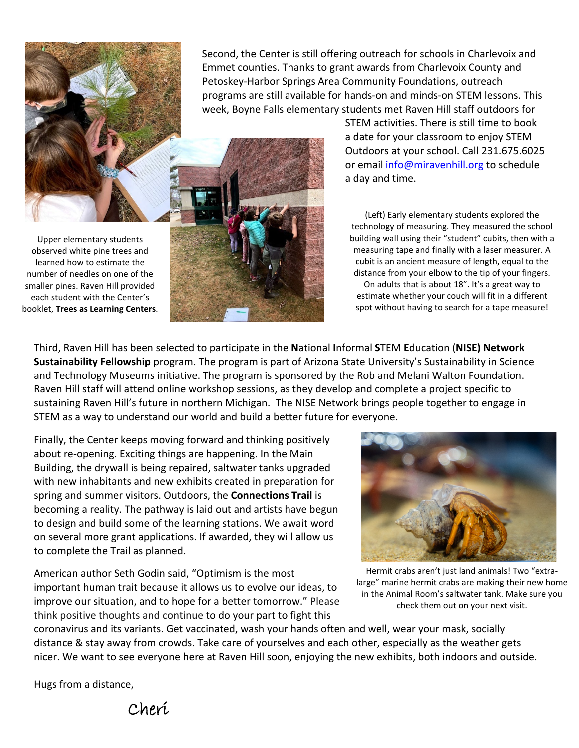Second, the Center is still offering outreach for schools in Charlevoix and Emmet counties. Thanks to grant awards from Charlevoix County and Petoskey-Harbor Springs Area Community Foundations, outreach programs are still available for hands-on and minds-on STEM lessons. This week, Boyne Falls elementary students met Raven Hill staff outdoors for STEM activities. There is still time to book a date for your classroom to enjoy STEM Outdoors at your school. Call 231.675.6025 or email info@miravenhill.org to schedule a day and time.

Upper elementary students observed white pine trees and learned how to estimate the number of needles on one of the smaller pines. Raven Hill provided each student with the Center's booklet, **Trees as Learning Centers**.

(Left) Early elementary students explored the technology of measuring. They measured the school building wall using their "student" cubits, then with a measuring tape and finally with a laser measurer. A cubit is an ancient measure of length, equal to the distance from your elbow to the tip of your fingers. On adults that is about 18". It's a great way to estimate whether your couch will fit in a different spot without having to search for a tape measure!

Third, Raven Hill has been selected to participate in the **N**ational **I**nformal **S**TEM **E**ducation (**NISE) Network Sustainability Fellowship** program. The program is part of Arizona State University's Sustainability in Science and Technology Museums initiative. The program is sponsored by the Rob and Melani Walton Foundation. Raven Hill staff will attend online workshop sessions, as they develop and complete a project specific to sustaining Raven Hill's future in northern Michigan. The NISE Network brings people together to engage in STEM as a way to understand our world and build a better future for everyone.

Finally, the Center keeps moving forward and thinking positively about re-opening. Exciting things are happening. In the Main Building, the drywall is being repaired, saltwater tanks upgraded with new inhabitants and new exhibits created in preparation for spring and summer visitors. Outdoors, the **Connections Trail** is becoming a reality. The pathway is laid out and artists have begun to design and build some of the learning stations. We await word on several more grant applications. If awarded, they will allow us to complete the Trail as planned.

Hermit crabs aren't just land animals! Two "extra-large" marine hermit crabs are making their new home in the Animal Room's saltwater tank. Make sure you check them out on your next visit.

American author Seth Godin said, "Optimism is the most important human trait because it allows us to evolve our ideas, to improve our situation, and to hope for a better tomorrow." Please think positive thoughts and continue to do your part to fight this coronavirus and its variants. Get vaccinated, wash your hands often and well, wear your mask, socially distance & stay away from crowds. Take care of yourselves and each other, especially as the weather gets nicer. We want to see everyone here at Raven Hill soon, enjoying the new exhibits, both indoors and outside.

Hugs from a distance,

Cheri